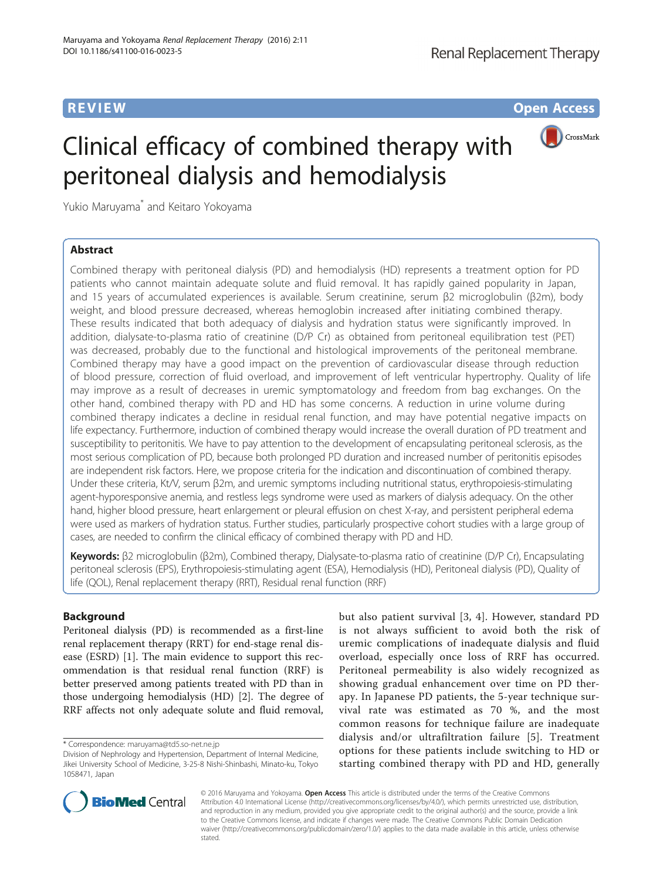REVIEW Open Access

# Clinical efficacy of combined therapy with peritoneal dialysis and hemodialysis

Yukio Maruyama* and Keitaro Yokoyama

## Abstract

Combined therapy with peritoneal dialysis (PD) and hemodialysis (HD) represents a treatment option for PD patients who cannot maintain adequate solute and fluid removal. It has rapidly gained popularity in Japan, and 15 years of accumulated experiences is available. Serum creatinine, serum β2 microglobulin (β2m), body weight, and blood pressure decreased, whereas hemoglobin increased after initiating combined therapy. These results indicated that both adequacy of dialysis and hydration status were significantly improved. In addition, dialysate-to-plasma ratio of creatinine (D/P Cr) as obtained from peritoneal equilibration test (PET) was decreased, probably due to the functional and histological improvements of the peritoneal membrane. Combined therapy may have a good impact on the prevention of cardiovascular disease through reduction of blood pressure, correction of fluid overload, and improvement of left ventricular hypertrophy. Quality of life may improve as a result of decreases in uremic symptomatology and freedom from bag exchanges. On the other hand, combined therapy with PD and HD has some concerns. A reduction in urine volume during combined therapy indicates a decline in residual renal function, and may have potential negative impacts on life expectancy. Furthermore, induction of combined therapy would increase the overall duration of PD treatment and susceptibility to peritonitis. We have to pay attention to the development of encapsulating peritoneal sclerosis, as the most serious complication of PD, because both prolonged PD duration and increased number of peritonitis episodes are independent risk factors. Here, we propose criteria for the indication and discontinuation of combined therapy. Under these criteria, Kt/V, serum β2m, and uremic symptoms including nutritional status, erythropoiesis-stimulating agent-hyporesponsive anemia, and restless legs syndrome were used as markers of dialysis adequacy. On the other hand, higher blood pressure, heart enlargement or pleural effusion on chest X-ray, and persistent peripheral edema were used as markers of hydration status. Further studies, particularly prospective cohort studies with a large group of cases, are needed to confirm the clinical efficacy of combined therapy with PD and HD.

**Keywords:** β2 microglobulin (β2m), Combined therapy, Dialysate-to-plasma ratio of creatinine (D/P Cr), Encapsulating peritoneal sclerosis (EPS), Erythropoiesis-stimulating agent (ESA), Hemodialysis (HD), Peritoneal dialysis (PD), Quality of life (QOL), Renal replacement therapy (RRT), Residual renal function (RRF)

## Background

Peritoneal dialysis (PD) is recommended as a first-line renal replacement therapy (RRT) for end-stage renal disease (ESRD) [1]. The main evidence to support this recommendation is that residual renal function (RRF) is better preserved among patients treated with PD than in those undergoing hemodialysis (HD) [2]. The degree of RRF affects not only adequate solute and fluid removal, but also patient survival [3, 4]. However, standard PD is not always sufficient to avoid both the risk of uremic complications of inadequate dialysis and fluid overload, especially once loss of RRF has occurred. Peritoneal permeability is also widely recognized as showing gradual enhancement over time on PD therapy. In Japanese PD patients, the 5-year technique survival rate was estimated as 70 %, and the most common reasons for technique failure are inadequate dialysis and/or ultrafiltration failure [5]. Treatment options for these patients include switching to HD or starting combined therapy with PD and HD, generally

\* Correspondence: maruyama@td5.so-net.ne.jp
Division of Nephrology and Hypertension, Department of Internal Medicine, Jikei University School of Medicine, 3-25-8 Nishi-Shinbashi, Minato-ku, Tokyo 1058471, Japan

© 2016 Maruyama and Yokoyama. **Open Access** This article is distributed under the terms of the Creative Commons Attribution 4.0 International License (http://creativecommons.org/licenses/by/4.0/), which permits unrestricted use, distribution, and reproduction in any medium, provided you give appropriate credit to the original author(s) and the source, provide a link to the Creative Commons license, and indicate if changes were made. The Creative Commons Public Domain Dedication waiver (http://creativecommons.org/publicdomain/zero/1.0/) applies to the data made available in this article, unless otherwise stated.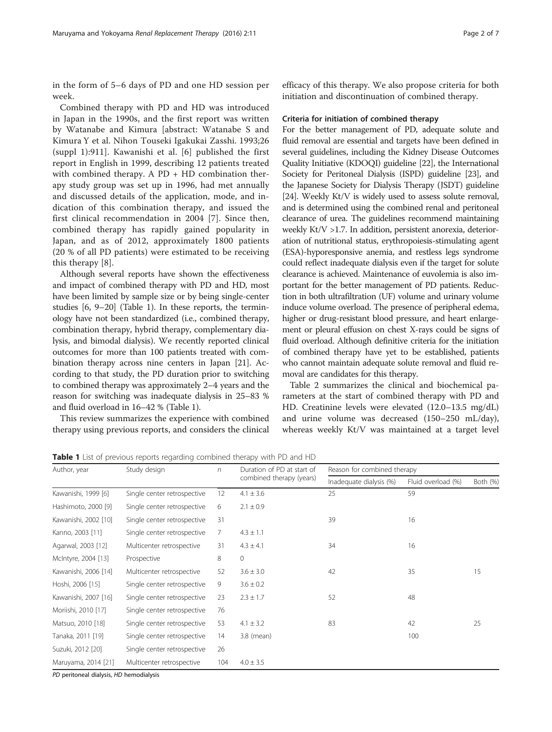in the form of 5–6 days of PD and one HD session per week.

Combined therapy with PD and HD was introduced in Japan in the 1990s, and the first report was written by Watanabe and Kimura [abstract: Watanabe S and Kimura Y et al. Nihon Touseki Igakukai Zasshi. 1993;26 (suppl 1):911]. Kawanishi et al. [6] published the first report in English in 1999, describing 12 patients treated with combined therapy. A PD + HD combination therapy study group was set up in 1996, had met annually and discussed details of the application, mode, and indication of this combination therapy, and issued the first clinical recommendation in 2004 [7]. Since then, combined therapy has rapidly gained popularity in Japan, and as of 2012, approximately 1800 patients (20 % of all PD patients) were estimated to be receiving this therapy [8].

Although several reports have shown the effectiveness and impact of combined therapy with PD and HD, most have been limited by sample size or by being single-center studies [6, 9–20] (Table 1). In these reports, the terminology have not been standardized (i.e., combined therapy, combination therapy, hybrid therapy, complementary dialysis, and bimodal dialysis). We recently reported clinical outcomes for more than 100 patients treated with combination therapy across nine centers in Japan [21]. According to that study, the PD duration prior to switching to combined therapy was approximately 2–4 years and the reason for switching was inadequate dialysis in 25–83 % and fluid overload in 16–42 % (Table 1).

This review summarizes the experience with combined therapy using previous reports, and considers the clinical efficacy of this therapy. We also propose criteria for both initiation and discontinuation of combined therapy.

### Criteria for initiation of combined therapy

For the better management of PD, adequate solute and fluid removal are essential and targets have been defined in several guidelines, including the Kidney Disease Outcomes Quality Initiative (KDOQI) guideline [22], the International Society for Peritoneal Dialysis (ISPD) guideline [23], and the Japanese Society for Dialysis Therapy (JSDT) guideline [24]. Weekly Kt/V is widely used to assess solute removal, and is determined using the combined renal and peritoneal clearance of urea. The guidelines recommend maintaining weekly Kt/V >1.7. In addition, persistent anorexia, deterioration of nutritional status, erythropoiesis-stimulating agent (ESA)-hyporesponsive anemia, and restless legs syndrome could reflect inadequate dialysis even if the target for solute clearance is achieved. Maintenance of euvolemia is also important for the better management of PD patients. Reduction in both ultrafiltration (UF) volume and urinary volume induce volume overload. The presence of peripheral edema, higher or drug-resistant blood pressure, and heart enlargement or pleural effusion on chest X-rays could be signs of fluid overload. Although definitive criteria for the initiation of combined therapy have yet to be established, patients who cannot maintain adequate solute removal and fluid removal are candidates for this therapy.

Table 2 summarizes the clinical and biochemical parameters at the start of combined therapy with PD and HD. Creatinine levels were elevated (12.0–13.5 mg/dL) and urine volume was decreased (150–250 mL/day), whereas weekly Kt/V was maintained at a target level

**Table 1** List of previous reports regarding combined therapy with PD and HD

| Author, year | Study design | *n* | Duration of PD at start of combined therapy (years) | Reason for combined therapy | | |
|---|---|---|---|---|---|---|
| | | | | Inadequate dialysis (%) | Fluid overload (%) | Both (%) |
| Kawanishi, 1999 [6] | Single center retrospective | 12 | 4.1 ± 3.6 | 25 | 59 | |
| Hashimoto, 2000 [9] | Single center retrospective | 6 | 2.1 ± 0.9 | | | |
| Kawanishi, 2002 [10] | Single center retrospective | 31 | | 39 | 16 | |
| Kanno, 2003 [11] | Single center retrospective | 7 | 4.3 ± 1.1 | | | |
| Agarwal, 2003 [12] | Multicenter retrospective | 31 | 4.3 ± 4.1 | 34 | 16 | |
| McIntyre, 2004 [13] | Prospective | 8 | 0 | | | |
| Kawanishi, 2006 [14] | Multicenter retrospective | 52 | 3.6 ± 3.0 | 42 | 35 | 15 |
| Hoshi, 2006 [15] | Single center retrospective | 9 | 3.6 ± 0.2 | | | |
| Kawanishi, 2007 [16] | Single center retrospective | 23 | 2.3 ± 1.7 | 52 | 48 | |
| Moriishi, 2010 [17] | Single center retrospective | 76 | | | | |
| Matsuo, 2010 [18] | Single center retrospective | 53 | 4.1 ± 3.2 | 83 | 42 | 25 |
| Tanaka, 2011 [19] | Single center retrospective | 14 | 3.8 (mean) | | 100 | |
| Suzuki, 2012 [20] | Single center retrospective | 26 | | | | |
| Maruyama, 2014 [21] | Multicenter retrospective | 104 | 4.0 ± 3.5 | | | |

*PD* peritoneal dialysis, *HD* hemodialysis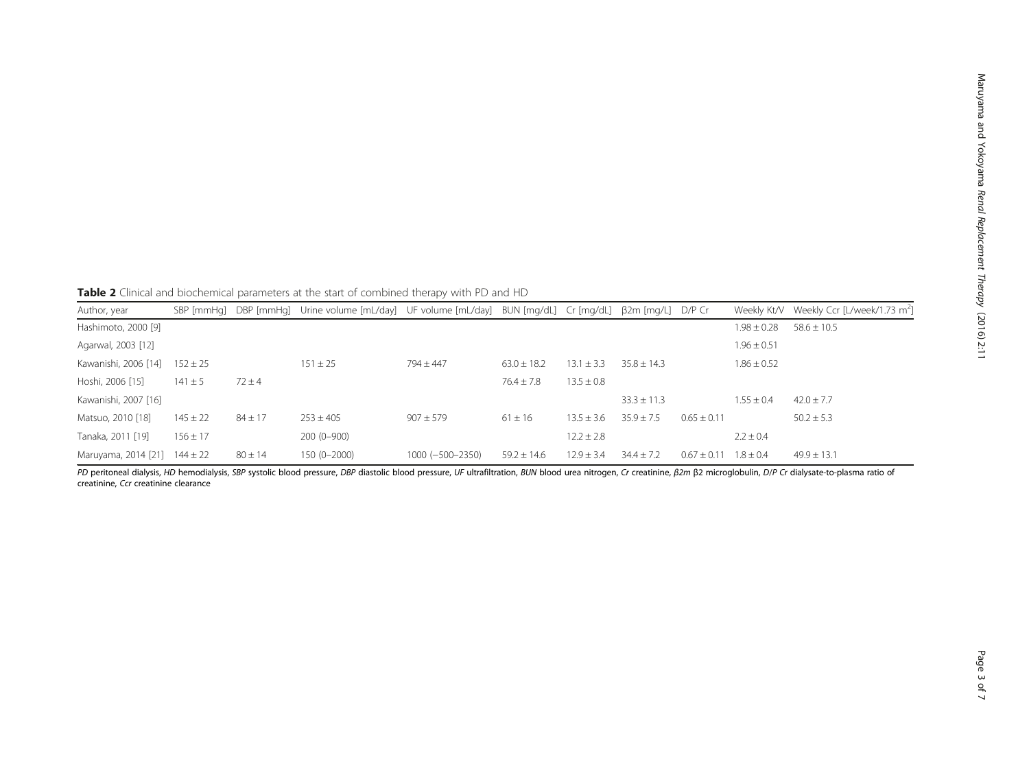**Table 2** Clinical and biochemical parameters at the start of combined therapy with PD and HD

| Author, year | SBP [mmHg] | DBP [mmHg] | Urine volume [mL/day] | UF volume [mL/day] | BUN [mg/dL] | Cr [mg/dL] | β2m [mg/L] | D/P Cr | Weekly Kt/V | Weekly Ccr [L/week/1.73 $m^2$] |
|---|---|---|---|---|---|---|---|---|---|---|
| Hashimoto, 2000 [9] | | | | | | | | | 1.98 ± 0.28 | 58.6 ± 10.5 |
| Agarwal, 2003 [12] | | | | | | | | | 1.96 ± 0.51 | |
| Kawanishi, 2006 [14] | 152 ± 25 | | 151 ± 25 | 794 ± 447 | 63.0 ± 18.2 | 13.1 ± 3.3 | 35.8 ± 14.3 | | 1.86 ± 0.52 | |
| Hoshi, 2006 [15] | 141 ± 5 | 72 ± 4 | | | 76.4 ± 7.8 | 13.5 ± 0.8 | | | | |
| Kawanishi, 2007 [16] | | | | | | | 33.3 ± 11.3 | | 1.55 ± 0.4 | 42.0 ± 7.7 |
| Matsuo, 2010 [18] | 145 ± 22 | 84 ± 17 | 253 ± 405 | 907 ± 579 | 61 ± 16 | 13.5 ± 3.6 | 35.9 ± 7.5 | 0.65 ± 0.11 | | 50.2 ± 5.3 |
| Tanaka, 2011 [19] | 156 ± 17 | | 200 (0–900) | | | 12.2 ± 2.8 | | | 2.2 ± 0.4 | |
| Maruyama, 2014 [21] | 144 ± 22 | 80 ± 14 | 150 (0–2000) | 1000 (−500–2350) | 59.2 ± 14.6 | 12.9 ± 3.4 | 34.4 ± 7.2 | 0.67 ± 0.11 | 1.8 ± 0.4 | 49.9 ± 13.1 |

*PD* peritoneal dialysis, *HD* hemodialysis, *SBP* systolic blood pressure, *DBP* diastolic blood pressure, *UF* ultrafiltration, *BUN* blood urea nitrogen, *Cr* creatinine, *β2m* β2 microglobulin, *D/P Cr* dialysate-to-plasma ratio of creatinine, *Ccr* creatinine clearance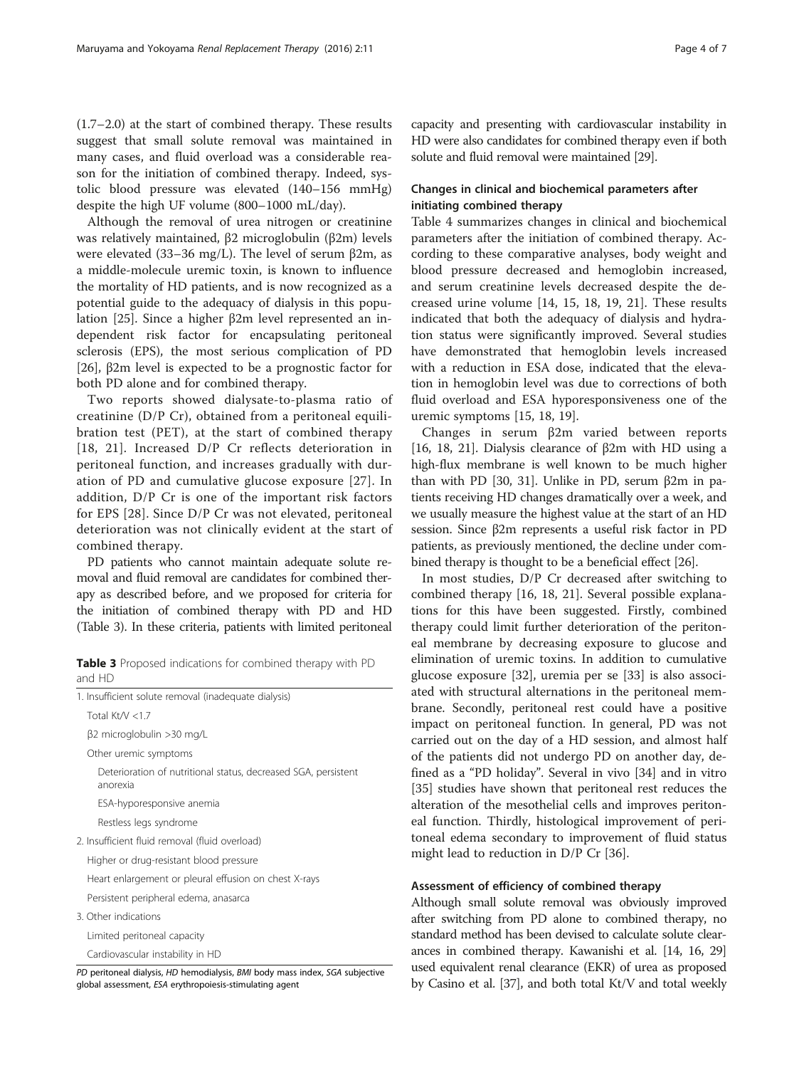(1.7–2.0) at the start of combined therapy. These results suggest that small solute removal was maintained in many cases, and fluid overload was a considerable reason for the initiation of combined therapy. Indeed, systolic blood pressure was elevated (140–156 mmHg) despite the high UF volume (800–1000 mL/day).

Although the removal of urea nitrogen or creatinine was relatively maintained, β2 microglobulin (β2m) levels were elevated (33–36 mg/L). The level of serum β2m, as a middle-molecule uremic toxin, is known to influence the mortality of HD patients, and is now recognized as a potential guide to the adequacy of dialysis in this population [25]. Since a higher β2m level represented an independent risk factor for encapsulating peritoneal sclerosis (EPS), the most serious complication of PD [26], β2m level is expected to be a prognostic factor for both PD alone and for combined therapy.

Two reports showed dialysate-to-plasma ratio of creatinine (D/P Cr), obtained from a peritoneal equilibration test (PET), at the start of combined therapy [18, 21]. Increased D/P Cr reflects deterioration in peritoneal function, and increases gradually with duration of PD and cumulative glucose exposure [27]. In addition, D/P Cr is one of the important risk factors for EPS [28]. Since D/P Cr was not elevated, peritoneal deterioration was not clinically evident at the start of combined therapy.

PD patients who cannot maintain adequate solute removal and fluid removal are candidates for combined therapy as described before, and we proposed for criteria for the initiation of combined therapy with PD and HD (Table 3). In these criteria, patients with limited peritoneal capacity and presenting with cardiovascular instability in HD were also candidates for combined therapy even if both solute and fluid removal were maintained [29].

**Table 3** Proposed indications for combined therapy with PD and HD

| |
|---|
| 1. Insufficient solute removal (inadequate dialysis) |
| Total Kt/V <1.7 |
| β2 microglobulin >30 mg/L |
| Other uremic symptoms |
| Deterioration of nutritional status, decreased SGA, persistent anorexia |
| ESA-hyporesponsive anemia |
| Restless legs syndrome |
| 2. Insufficient fluid removal (fluid overload) |
| Higher or drug-resistant blood pressure |
| Heart enlargement or pleural effusion on chest X-rays |
| Persistent peripheral edema, anasarca |
| 3. Other indications |
| Limited peritoneal capacity |
| Cardiovascular instability in HD |

*PD* peritoneal dialysis, *HD* hemodialysis, *BMI* body mass index, *SGA* subjective global assessment, *ESA* erythropoiesis-stimulating agent

## Changes in clinical and biochemical parameters after initiating combined therapy

Table 4 summarizes changes in clinical and biochemical parameters after the initiation of combined therapy. According to these comparative analyses, body weight and blood pressure decreased and hemoglobin increased, and serum creatinine levels decreased despite the decreased urine volume [14, 15, 18, 19, 21]. These results indicated that both the adequacy of dialysis and hydration status were significantly improved. Several studies have demonstrated that hemoglobin levels increased with a reduction in ESA dose, indicated that the elevation in hemoglobin level was due to corrections of both fluid overload and ESA hyporesponsiveness one of the uremic symptoms [15, 18, 19].

Changes in serum β2m varied between reports [16, 18, 21]. Dialysis clearance of β2m with HD using a high-flux membrane is well known to be much higher than with PD [30, 31]. Unlike in PD, serum β2m in patients receiving HD changes dramatically over a week, and we usually measure the highest value at the start of an HD session. Since β2m represents a useful risk factor in PD patients, as previously mentioned, the decline under combined therapy is thought to be a beneficial effect [26].

In most studies, D/P Cr decreased after switching to combined therapy [16, 18, 21]. Several possible explanations for this have been suggested. Firstly, combined therapy could limit further deterioration of the peritoneal membrane by decreasing exposure to glucose and elimination of uremic toxins. In addition to cumulative glucose exposure [32], uremia per se [33] is also associated with structural alternations in the peritoneal membrane. Secondly, peritoneal rest could have a positive impact on peritoneal function. In general, PD was not carried out on the day of a HD session, and almost half of the patients did not undergo PD on another day, defined as a "PD holiday". Several in vivo [34] and in vitro [35] studies have shown that peritoneal rest reduces the alteration of the mesothelial cells and improves peritoneal function. Thirdly, histological improvement of peritoneal edema secondary to improvement of fluid status might lead to reduction in D/P Cr [36].

## Assessment of efficiency of combined therapy

Although small solute removal was obviously improved after switching from PD alone to combined therapy, no standard method has been devised to calculate solute clearances in combined therapy. Kawanishi et al. [14, 16, 29] used equivalent renal clearance (EKR) of urea as proposed by Casino et al. [37], and both total Kt/V and total weekly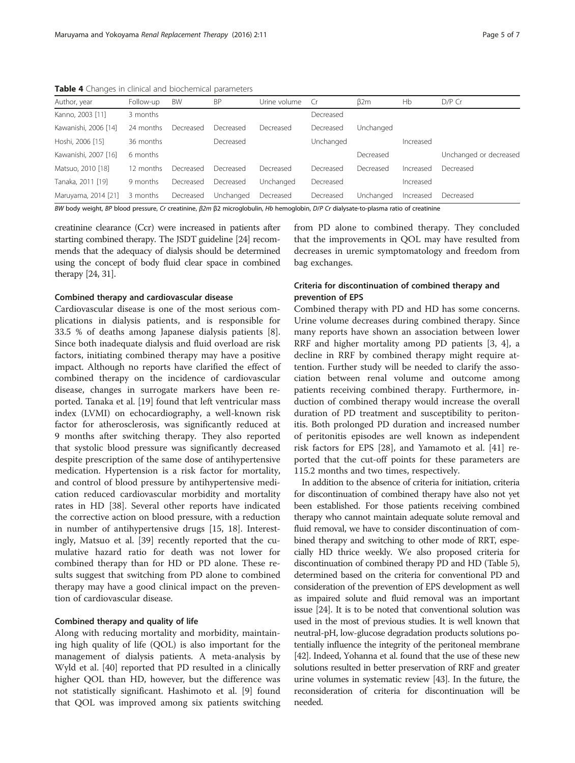**Table 4** Changes in clinical and biochemical parameters

| Author, year | Follow-up | BW | BP | Urine volume | Cr | β2m | Hb | D/P Cr |
|---|---|---|---|---|---|---|---|---|
| Kanno, 2003 [11] | 3 months | | | | Decreased | | | |
| Kawanishi, 2006 [14] | 24 months | Decreased | Decreased | Decreased | Decreased | Unchanged | | |
| Hoshi, 2006 [15] | 36 months | | Decreased | | Unchanged | | Increased | |
| Kawanishi, 2007 [16] | 6 months | | | | | Decreased | | Unchanged or decreased |
| Matsuo, 2010 [18] | 12 months | Decreased | Decreased | Decreased | Decreased | Decreased | Increased | Decreased |
| Tanaka, 2011 [19] | 9 months | Decreased | Decreased | Unchanged | Decreased | | Increased | |
| Maruyama, 2014 [21] | 3 months | Decreased | Unchanged | Decreased | Decreased | Unchanged | Increased | Decreased |

*BW* body weight, *BP* blood pressure, *Cr* creatinine, *β2m* β2 microglobulin, *Hb* hemoglobin, *D/P Cr* dialysate-to-plasma ratio of creatinine

creatinine clearance (Ccr) were increased in patients after starting combined therapy. The JSDT guideline [24] recommends that the adequacy of dialysis should be determined using the concept of body fluid clear space in combined therapy [24, 31].

#### Combined therapy and cardiovascular disease

Cardiovascular disease is one of the most serious complications in dialysis patients, and is responsible for 33.5 % of deaths among Japanese dialysis patients [8]. Since both inadequate dialysis and fluid overload are risk factors, initiating combined therapy may have a positive impact. Although no reports have clarified the effect of combined therapy on the incidence of cardiovascular disease, changes in surrogate markers have been reported. Tanaka et al. [19] found that left ventricular mass index (LVMI) on echocardiography, a well-known risk factor for atherosclerosis, was significantly reduced at 9 months after switching therapy. They also reported that systolic blood pressure was significantly decreased despite prescription of the same dose of antihypertensive medication. Hypertension is a risk factor for mortality, and control of blood pressure by antihypertensive medication reduced cardiovascular morbidity and mortality rates in HD [38]. Several other reports have indicated the corrective action on blood pressure, with a reduction in number of antihypertensive drugs [15, 18]. Interestingly, Matsuo et al. [39] recently reported that the cumulative hazard ratio for death was not lower for combined therapy than for HD or PD alone. These results suggest that switching from PD alone to combined therapy may have a good clinical impact on the prevention of cardiovascular disease.

#### Combined therapy and quality of life

Along with reducing mortality and morbidity, maintaining high quality of life (QOL) is also important for the management of dialysis patients. A meta-analysis by Wyld et al. [40] reported that PD resulted in a clinically higher QOL than HD, however, but the difference was not statistically significant. Hashimoto et al. [9] found that QOL was improved among six patients switching from PD alone to combined therapy. They concluded that the improvements in QOL may have resulted from decreases in uremic symptomatology and freedom from bag exchanges.

#### Criteria for discontinuation of combined therapy and prevention of EPS

Combined therapy with PD and HD has some concerns. Urine volume decreases during combined therapy. Since many reports have shown an association between lower RRF and higher mortality among PD patients [3, 4], a decline in RRF by combined therapy might require attention. Further study will be needed to clarify the association between renal volume and outcome among patients receiving combined therapy. Furthermore, induction of combined therapy would increase the overall duration of PD treatment and susceptibility to peritonitis. Both prolonged PD duration and increased number of peritonitis episodes are well known as independent risk factors for EPS [28], and Yamamoto et al. [41] reported that the cut-off points for these parameters are 115.2 months and two times, respectively.

In addition to the absence of criteria for initiation, criteria for discontinuation of combined therapy have also not yet been established. For those patients receiving combined therapy who cannot maintain adequate solute removal and fluid removal, we have to consider discontinuation of combined therapy and switching to other mode of RRT, especially HD thrice weekly. We also proposed criteria for discontinuation of combined therapy PD and HD (Table 5), determined based on the criteria for conventional PD and consideration of the prevention of EPS development as well as impaired solute and fluid removal was an important issue [24]. It is to be noted that conventional solution was used in the most of previous studies. It is well known that neutral-pH, low-glucose degradation products solutions potentially influence the integrity of the peritoneal membrane [42]. Indeed, Yohanna et al. found that the use of these new solutions resulted in better preservation of RRF and greater urine volumes in systematic review [43]. In the future, the reconsideration of criteria for discontinuation will be needed.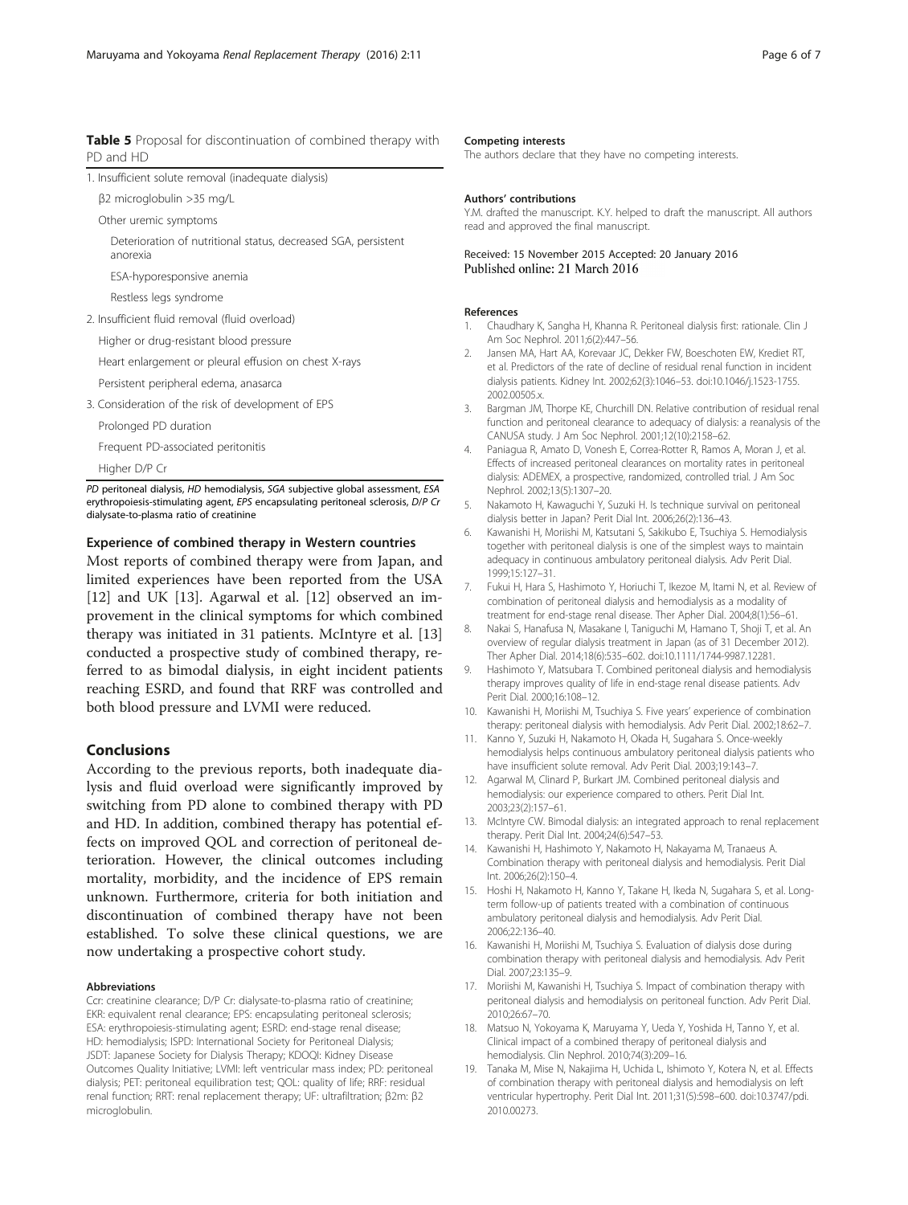**Table 5** Proposal for discontinuation of combined therapy with PD and HD

| |
|---|
| 1. Insufficient solute removal (inadequate dialysis) |
| β2 microglobulin >35 mg/L |
| Other uremic symptoms |
| Deterioration of nutritional status, decreased SGA, persistent anorexia |
| ESA-hyporesponsive anemia |
| Restless legs syndrome |
| 2. Insufficient fluid removal (fluid overload) |
| Higher or drug-resistant blood pressure |
| Heart enlargement or pleural effusion on chest X-rays |
| Persistent peripheral edema, anasarca |
| 3. Consideration of the risk of development of EPS |
| Prolonged PD duration |
| Frequent PD-associated peritonitis |
| Higher D/P Cr |

*PD* peritoneal dialysis, *HD* hemodialysis, *SGA* subjective global assessment, *ESA* erythropoiesis-stimulating agent, *EPS* encapsulating peritoneal sclerosis, *D/P Cr* dialysate-to-plasma ratio of creatinine

### Experience of combined therapy in Western countries

Most reports of combined therapy were from Japan, and limited experiences have been reported from the USA [12] and UK [13]. Agarwal et al. [12] observed an improvement in the clinical symptoms for which combined therapy was initiated in 31 patients. McIntyre et al. [13] conducted a prospective study of combined therapy, referred to as bimodal dialysis, in eight incident patients reaching ESRD, and found that RRF was controlled and both blood pressure and LVMI were reduced.

## Conclusions

According to the previous reports, both inadequate dialysis and fluid overload were significantly improved by switching from PD alone to combined therapy with PD and HD. In addition, combined therapy has potential effects on improved QOL and correction of peritoneal deterioration. However, the clinical outcomes including mortality, morbidity, and the incidence of EPS remain unknown. Furthermore, criteria for both initiation and discontinuation of combined therapy have not been established. To solve these clinical questions, we are now undertaking a prospective cohort study.

#### Abbreviations

Ccr: creatinine clearance; D/P Cr: dialysate-to-plasma ratio of creatinine; EKR: equivalent renal clearance; EPS: encapsulating peritoneal sclerosis; ESA: erythropoiesis-stimulating agent; ESRD: end-stage renal disease; HD: hemodialysis; ISPD: International Society for Peritoneal Dialysis; JSDT: Japanese Society for Dialysis Therapy; KDOQI: Kidney Disease Outcomes Quality Initiative; LVMI: left ventricular mass index; PD: peritoneal dialysis; PET: peritoneal equilibration test; QOL: quality of life; RRF: residual renal function; RRT: renal replacement therapy; UF: ultrafiltration; β2m: β2 microglobulin.

#### Competing interests

The authors declare that they have no competing interests.

#### Authors' contributions

Y.M. drafted the manuscript. K.Y. helped to draft the manuscript. All authors read and approved the final manuscript.

Received: 15 November 2015 Accepted: 20 January 2016
Published online: 21 March 2016

#### References

1. Chaudhary K, Sangha H, Khanna R. Peritoneal dialysis first: rationale. Clin J Am Soc Nephrol. 2011;6(2):447–56.
2. Jansen MA, Hart AA, Korevaar JC, Dekker FW, Boeschoten EW, Krediet RT, et al. Predictors of the rate of decline of residual renal function in incident dialysis patients. Kidney Int. 2002;62(3):1046–53. doi:10.1046/j.1523-1755.2002.00505.x.
3. Bargman JM, Thorpe KE, Churchill DN. Relative contribution of residual renal function and peritoneal clearance to adequacy of dialysis: a reanalysis of the CANUSA study. J Am Soc Nephrol. 2001;12(10):2158–62.
4. Paniagua R, Amato D, Vonesh E, Correa-Rotter R, Ramos A, Moran J, et al. Effects of increased peritoneal clearances on mortality rates in peritoneal dialysis: ADEMEX, a prospective, randomized, controlled trial. J Am Soc Nephrol. 2002;13(5):1307–20.
5. Nakamoto H, Kawaguchi Y, Suzuki H. Is technique survival on peritoneal dialysis better in Japan? Perit Dial Int. 2006;26(2):136–43.
6. Kawanishi H, Moriishi M, Katsutani S, Sakikubo E, Tsuchiya S. Hemodialysis together with peritoneal dialysis is one of the simplest ways to maintain adequacy in continuous ambulatory peritoneal dialysis. Adv Perit Dial. 1999;15:127–31.
7. Fukui H, Hara S, Hashimoto Y, Horiuchi T, Ikezoe M, Itami N, et al. Review of combination of peritoneal dialysis and hemodialysis as a modality of treatment for end-stage renal disease. Ther Apher Dial. 2004;8(1):56–61.
8. Nakai S, Hanafusa N, Masakane I, Taniguchi M, Hamano T, Shoji T, et al. An overview of regular dialysis treatment in Japan (as of 31 December 2012). Ther Apher Dial. 2014;18(6):535–602. doi:10.1111/1744-9987.12281.
9. Hashimoto Y, Matsubara T. Combined peritoneal dialysis and hemodialysis therapy improves quality of life in end-stage renal disease patients. Adv Perit Dial. 2000;16:108–12.
10. Kawanishi H, Moriishi M, Tsuchiya S. Five years' experience of combination therapy: peritoneal dialysis with hemodialysis. Adv Perit Dial. 2002;18:62–7.
11. Kanno Y, Suzuki H, Nakamoto H, Okada H, Sugahara S. Once-weekly hemodialysis helps continuous ambulatory peritoneal dialysis patients who have insufficient solute removal. Adv Perit Dial. 2003;19:143–7.
12. Agarwal M, Clinard P, Burkart JM. Combined peritoneal dialysis and hemodialysis: our experience compared to others. Perit Dial Int. 2003;23(2):157–61.
13. McIntyre CW. Bimodal dialysis: an integrated approach to renal replacement therapy. Perit Dial Int. 2004;24(6):547–53.
14. Kawanishi H, Hashimoto Y, Nakamoto H, Nakayama M, Tranaeus A. Combination therapy with peritoneal dialysis and hemodialysis. Perit Dial Int. 2006;26(2):150–4.
15. Hoshi H, Nakamoto H, Kanno Y, Takane H, Ikeda N, Sugahara S, et al. Long-term follow-up of patients treated with a combination of continuous ambulatory peritoneal dialysis and hemodialysis. Adv Perit Dial. 2006;22:136–40.
16. Kawanishi H, Moriishi M, Tsuchiya S. Evaluation of dialysis dose during combination therapy with peritoneal dialysis and hemodialysis. Adv Perit Dial. 2007;23:135–9.
17. Moriishi M, Kawanishi H, Tsuchiya S. Impact of combination therapy with peritoneal dialysis and hemodialysis on peritoneal function. Adv Perit Dial. 2010;26:67–70.
18. Matsuo N, Yokoyama K, Maruyama Y, Ueda Y, Yoshida H, Tanno Y, et al. Clinical impact of a combined therapy of peritoneal dialysis and hemodialysis. Clin Nephrol. 2010;74(3):209–16.
19. Tanaka M, Mise N, Nakajima H, Uchida L, Ishimoto Y, Kotera N, et al. Effects of combination therapy with peritoneal dialysis and hemodialysis on left ventricular hypertrophy. Perit Dial Int. 2011;31(5):598–600. doi:10.3747/pdi.2010.00273.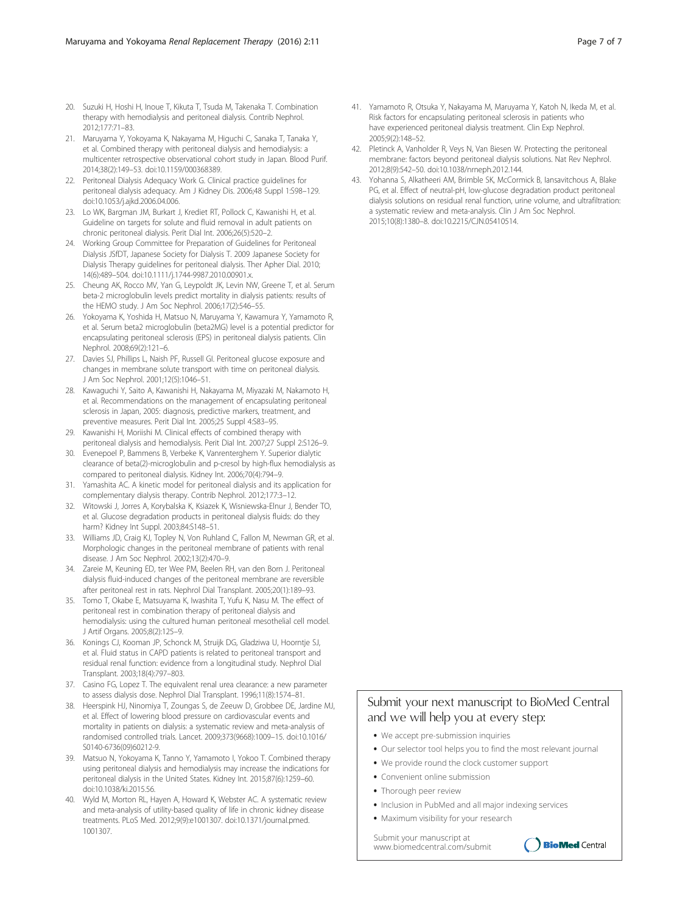20. Suzuki H, Hoshi H, Inoue T, Kikuta T, Tsuda M, Takenaka T. Combination therapy with hemodialysis and peritoneal dialysis. Contrib Nephrol. 2012;177:71–83.
21. Maruyama Y, Yokoyama K, Nakayama M, Higuchi C, Sanaka T, Tanaka Y, et al. Combined therapy with peritoneal dialysis and hemodialysis: a multicenter retrospective observational cohort study in Japan. Blood Purif. 2014;38(2):149–53. doi:10.1159/000368389.
22. Peritoneal Dialysis Adequacy Work G. Clinical practice guidelines for peritoneal dialysis adequacy. Am J Kidney Dis. 2006;48 Suppl 1:S98–129. doi:10.1053/j.ajkd.2006.04.006.
23. Lo WK, Bargman JM, Burkart J, Krediet RT, Pollock C, Kawanishi H, et al. Guideline on targets for solute and fluid removal in adult patients on chronic peritoneal dialysis. Perit Dial Int. 2006;26(5):520–2.
24. Working Group Committee for Preparation of Guidelines for Peritoneal Dialysis JSfDT, Japanese Society for Dialysis T. 2009 Japanese Society for Dialysis Therapy guidelines for peritoneal dialysis. Ther Apher Dial. 2010; 14(6):489–504. doi:10.1111/j.1744-9987.2010.00901.x.
25. Cheung AK, Rocco MV, Yan G, Leypoldt JK, Levin NW, Greene T, et al. Serum beta-2 microglobulin levels predict mortality in dialysis patients: results of the HEMO study. J Am Soc Nephrol. 2006;17(2):546–55.
26. Yokoyama K, Yoshida H, Matsuo N, Maruyama Y, Kawamura Y, Yamamoto R, et al. Serum beta2 microglobulin (beta2MG) level is a potential predictor for encapsulating peritoneal sclerosis (EPS) in peritoneal dialysis patients. Clin Nephrol. 2008;69(2):121–6.
27. Davies SJ, Phillips L, Naish PF, Russell GI. Peritoneal glucose exposure and changes in membrane solute transport with time on peritoneal dialysis. J Am Soc Nephrol. 2001;12(5):1046–51.
28. Kawaguchi Y, Saito A, Kawanishi H, Nakayama M, Miyazaki M, Nakamoto H, et al. Recommendations on the management of encapsulating peritoneal sclerosis in Japan, 2005: diagnosis, predictive markers, treatment, and preventive measures. Perit Dial Int. 2005;25 Suppl 4:S83–95.
29. Kawanishi H, Moriishi M. Clinical effects of combined therapy with peritoneal dialysis and hemodialysis. Perit Dial Int. 2007;27 Suppl 2:S126–9.
30. Evenepoel P, Bammens B, Verbeke K, Vanrenterghem Y. Superior dialytic clearance of beta(2)-microglobulin and p-cresol by high-flux hemodialysis as compared to peritoneal dialysis. Kidney Int. 2006;70(4):794–9.
31. Yamashita AC. A kinetic model for peritoneal dialysis and its application for complementary dialysis therapy. Contrib Nephrol. 2012;177:3–12.
32. Witowski J, Jorres A, Korybalska K, Ksiazek K, Wisniewska-Elnur J, Bender TO, et al. Glucose degradation products in peritoneal dialysis fluids: do they harm? Kidney Int Suppl. 2003;84:S148–51.
33. Williams JD, Craig KJ, Topley N, Von Ruhland C, Fallon M, Newman GR, et al. Morphologic changes in the peritoneal membrane of patients with renal disease. J Am Soc Nephrol. 2002;13(2):470–9.
34. Zareie M, Keuning ED, ter Wee PM, Beelen RH, van den Born J. Peritoneal dialysis fluid-induced changes of the peritoneal membrane are reversible after peritoneal rest in rats. Nephrol Dial Transplant. 2005;20(1):189–93.
35. Tomo T, Okabe E, Matsuyama K, Iwashita T, Yufu K, Nasu M. The effect of peritoneal rest in combination therapy of peritoneal dialysis and hemodialysis: using the cultured human peritoneal mesothelial cell model. J Artif Organs. 2005;8(2):125–9.
36. Konings CJ, Kooman JP, Schonck M, Struijk DG, Gladziwa U, Hoorntje SJ, et al. Fluid status in CAPD patients is related to peritoneal transport and residual renal function: evidence from a longitudinal study. Nephrol Dial Transplant. 2003;18(4):797–803.
37. Casino FG, Lopez T. The equivalent renal urea clearance: a new parameter to assess dialysis dose. Nephrol Dial Transplant. 1996;11(8):1574–81.
38. Heerspink HJ, Ninomiya T, Zoungas S, de Zeeuw D, Grobbee DE, Jardine MJ, et al. Effect of lowering blood pressure on cardiovascular events and mortality in patients on dialysis: a systematic review and meta-analysis of randomised controlled trials. Lancet. 2009;373(9668):1009–15. doi:10.1016/S0140-6736(09)60212-9.
39. Matsuo N, Yokoyama K, Tanno Y, Yamamoto I, Yokoo T. Combined therapy using peritoneal dialysis and hemodialysis may increase the indications for peritoneal dialysis in the United States. Kidney Int. 2015;87(6):1259–60. doi:10.1038/ki.2015.56.
40. Wyld M, Morton RL, Hayen A, Howard K, Webster AC. A systematic review and meta-analysis of utility-based quality of life in chronic kidney disease treatments. PLoS Med. 2012;9(9):e1001307. doi:10.1371/journal.pmed.1001307.
41. Yamamoto R, Otsuka Y, Nakayama M, Maruyama Y, Katoh N, Ikeda M, et al. Risk factors for encapsulating peritoneal sclerosis in patients who have experienced peritoneal dialysis treatment. Clin Exp Nephrol. 2005;9(2):148–52.
42. Pletinck A, Vanholder R, Veys N, Van Biesen W. Protecting the peritoneal membrane: factors beyond peritoneal dialysis solutions. Nat Rev Nephrol. 2012;8(9):542–50. doi:10.1038/nrneph.2012.144.
43. Yohanna S, Alkatheeri AM, Brimble SK, McCormick B, Iansavitchous A, Blake PG, et al. Effect of neutral-pH, low-glucose degradation product peritoneal dialysis solutions on residual renal function, urine volume, and ultrafiltration: a systematic review and meta-analysis. Clin J Am Soc Nephrol. 2015;10(8):1380–8. doi:10.2215/CJN.05410514.

Submit your next manuscript to BioMed Central and we will help you at every step:

- We accept pre-submission inquiries
- Our selector tool helps you to find the most relevant journal
- We provide round the clock customer support
- Convenient online submission
- Thorough peer review
- Inclusion in PubMed and all major indexing services
- Maximum visibility for your research

Submit your manuscript at www.biomedcentral.com/submit

BioMed Central